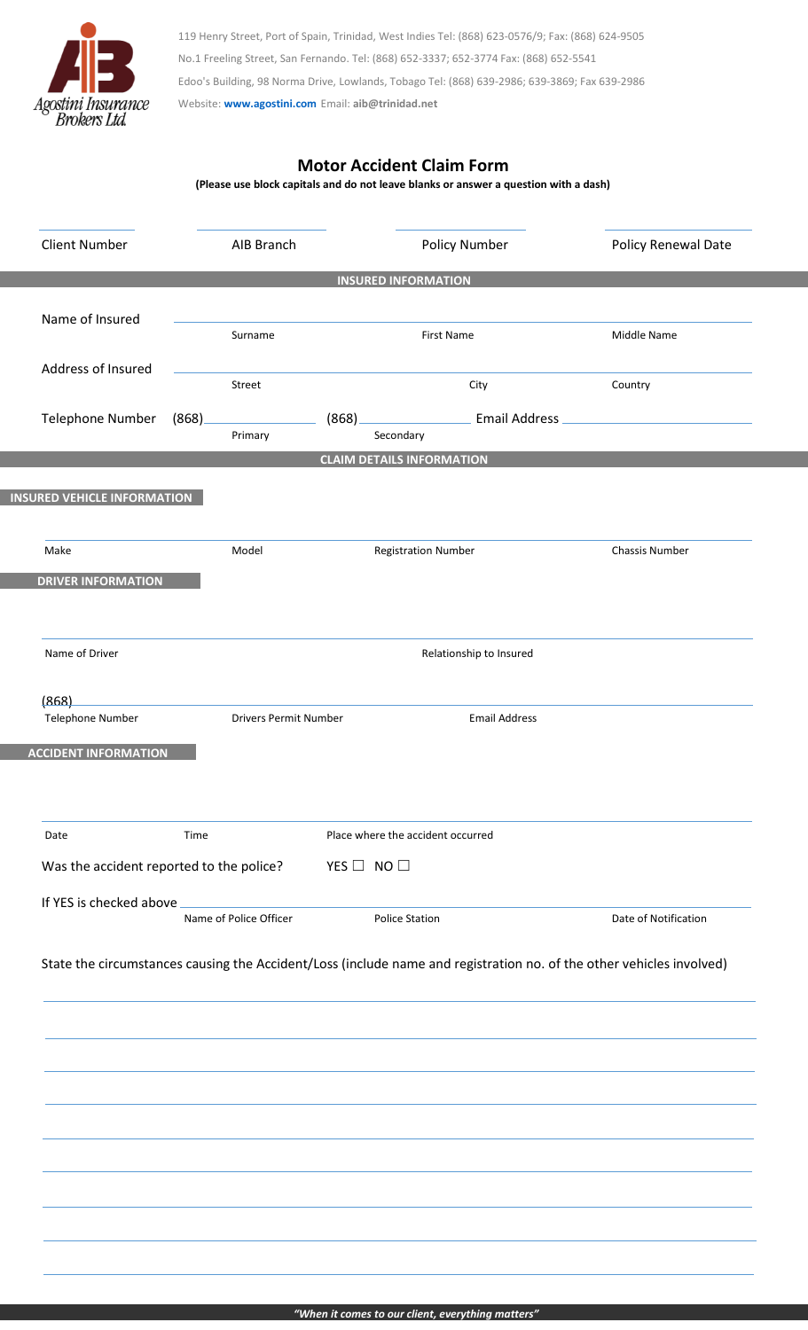Agostini Insurance Brokers Ltd.

119 Henry Street, Port of Spain, Trinidad, West Indies Tel: (868) 623-0576/9; Fax: (868) 624-9505
No.1 Freeling Street, San Fernando. Tel: (868) 652-3337; 652-3774 Fax: (868) 652-5541
Edoo's Building, 98 Norma Drive, Lowlands, Tobago Tel: (868) 639-2986; 639-3869; Fax 639-2986
Website: **www.agostini.com** Email: **aib@trinidad.net**

# Motor Accident Claim Form

**(Please use block capitals and do not leave blanks or answer a question with a dash)**

| Client Number | AIB Branch | Policy Number | Policy Renewal Date |
|---|---|---|---|
| | | | |

## INSURED INFORMATION

Name of Insured ______ Surname ______ First Name ______ Middle Name ______

Address of Insured ______ Street ______ City ______ Country ______

Telephone Number (868)______ Primary (868)______ Secondary Email Address ______

## CLAIM DETAILS INFORMATION

### INSURED VEHICLE INFORMATION

| Make | Model | Registration Number | Chassis Number |
|---|---|---|---|
| | | | |

### DRIVER INFORMATION

| Name of Driver | Relationship to Insured |
|---|---|
| | |

| Telephone Number | Drivers Permit Number | Email Address |
|---|---|---|
| (868) | | |

### ACCIDENT INFORMATION

| Date | Time | Place where the accident occurred |
|---|---|---|
| | | |

Was the accident reported to the police? YES ☐ NO ☐

If YES is checked above ______ Name of Police Officer ______ Police Station ______ Date of Notification ______

State the circumstances causing the Accident/Loss (include name and registration no. of the other vehicles involved)

______

______

______

______

______

______

______

______

______

*"When it comes to our client, everything matters"*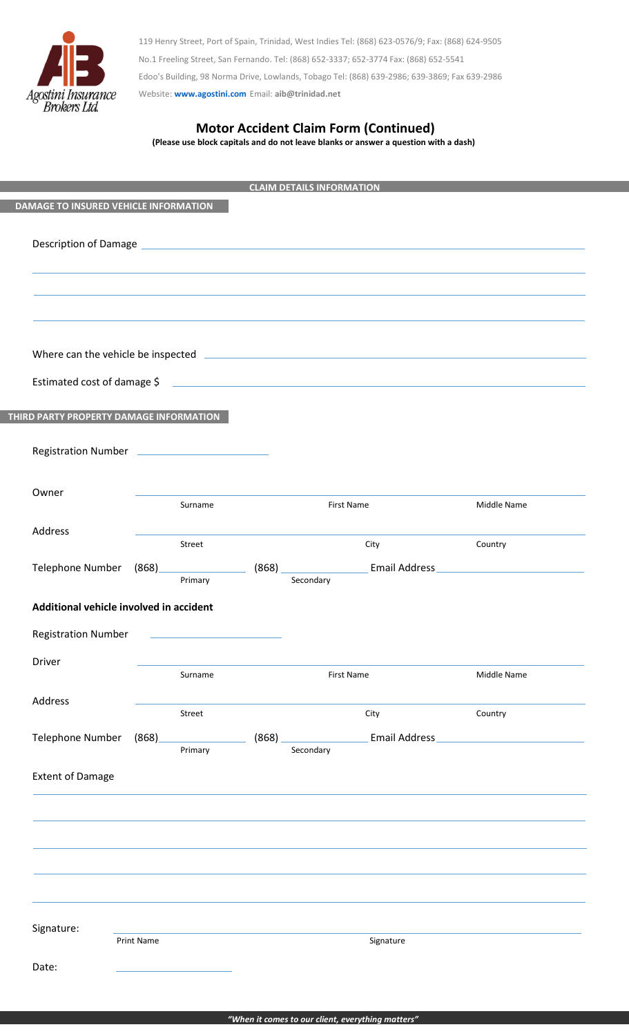119 Henry Street, Port of Spain, Trinidad, West Indies Tel: (868) 623-0576/9; Fax: (868) 624-9505
No.1 Freeling Street, San Fernando. Tel: (868) 652-3337; 652-3774 Fax: (868) 652-5541
Edoo's Building, 98 Norma Drive, Lowlands, Tobago Tel: (868) 639-2986; 639-3869; Fax 639-2986
Website: **www.agostini.com** Email: **aib@trinidad.net**

# Motor Accident Claim Form (Continued)

**(Please use block capitals and do not leave blanks or answer a question with a dash)**

## CLAIM DETAILS INFORMATION

### DAMAGE TO INSURED VEHICLE INFORMATION

Description of Damage ____________________________________________

____________________________________________

____________________________________________

____________________________________________

Where can the vehicle be inspected ____________________________________________

Estimated cost of damage $ ____________________________________________

### THIRD PARTY PROPERTY DAMAGE INFORMATION

Registration Number ____________________

Owner ____________________ ____________________ ____________________
Surname First Name Middle Name

Address ____________________ ____________________ ____________________
Street City Country

Telephone Number (868)____________________ (868) ____________________ Email Address ____________________
Primary Secondary

**Additional vehicle involved in accident**

Registration Number ____________________

Driver ____________________ ____________________ ____________________
Surname First Name Middle Name

Address ____________________ ____________________ ____________________
Street City Country

Telephone Number (868)____________________ (868) ____________________ Email Address ____________________
Primary Secondary

Extent of Damage

____________________________________________

____________________________________________

____________________________________________

____________________________________________

____________________________________________

Signature: ____________________ ____________________
Print Name Signature

Date: ____________________

*"When it comes to our client, everything matters"*